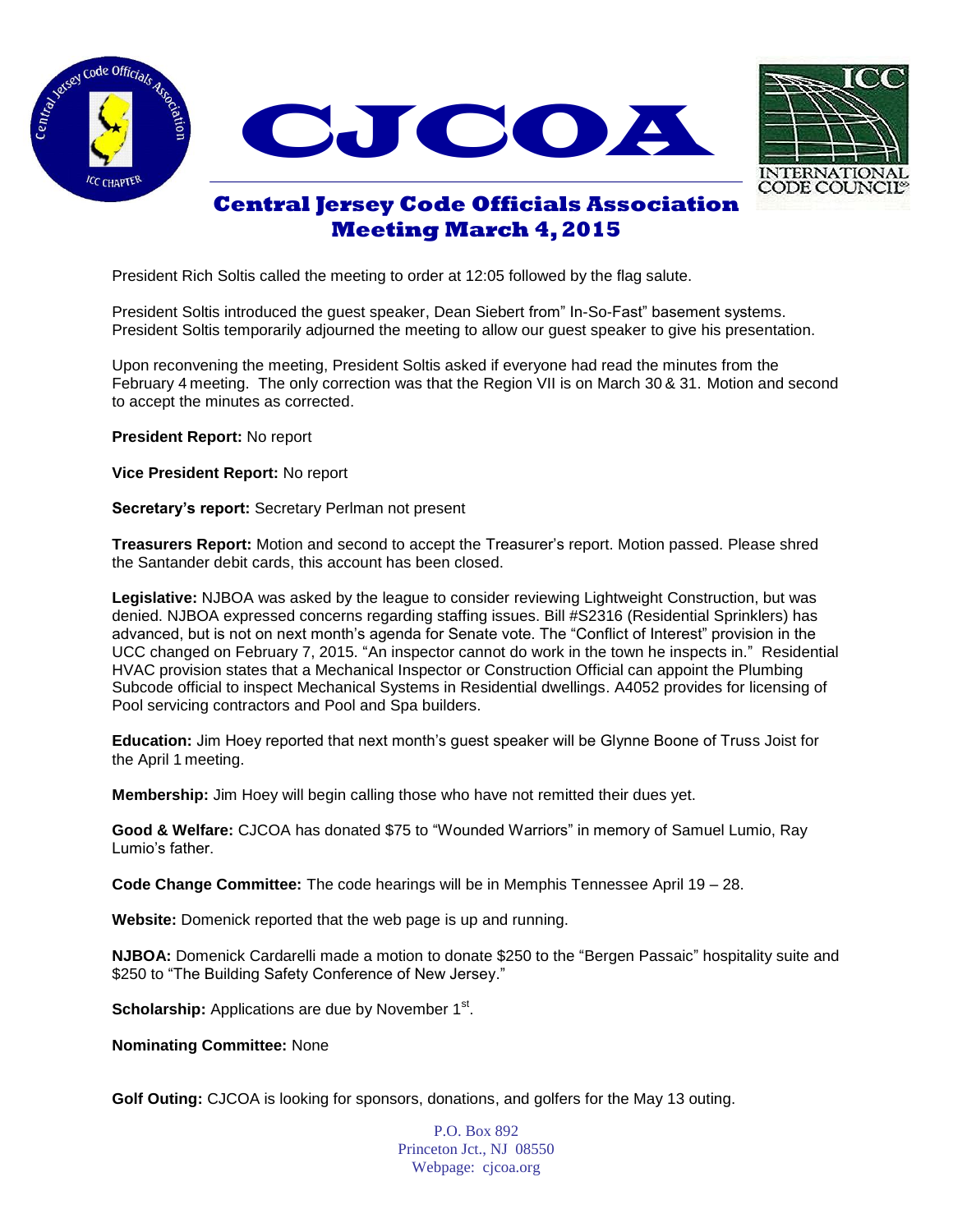# CJCOA

## Central Jersey Code Officials Association
## Meeting March 4, 2015

President Rich Soltis called the meeting to order at 12:05 followed by the flag salute.

President Soltis introduced the guest speaker, Dean Siebert from" In-So-Fast" basement systems. President Soltis temporarily adjourned the meeting to allow our guest speaker to give his presentation.

Upon reconvening the meeting, President Soltis asked if everyone had read the minutes from the February 4 meeting. The only correction was that the Region VII is on March 30 & 31. Motion and second to accept the minutes as corrected.

**President Report:** No report

**Vice President Report:** No report

**Secretary's report:** Secretary Perlman not present

**Treasurers Report:** Motion and second to accept the Treasurer's report. Motion passed. Please shred the Santander debit cards, this account has been closed.

**Legislative:** NJBOA was asked by the league to consider reviewing Lightweight Construction, but was denied. NJBOA expressed concerns regarding staffing issues. Bill #S2316 (Residential Sprinklers) has advanced, but is not on next month's agenda for Senate vote. The "Conflict of Interest" provision in the UCC changed on February 7, 2015. "An inspector cannot do work in the town he inspects in." Residential HVAC provision states that a Mechanical Inspector or Construction Official can appoint the Plumbing Subcode official to inspect Mechanical Systems in Residential dwellings. A4052 provides for licensing of Pool servicing contractors and Pool and Spa builders.

**Education:** Jim Hoey reported that next month's guest speaker will be Glynne Boone of Truss Joist for the April 1 meeting.

**Membership:** Jim Hoey will begin calling those who have not remitted their dues yet.

**Good & Welfare:** CJCOA has donated $75 to "Wounded Warriors" in memory of Samuel Lumio, Ray Lumio's father.

**Code Change Committee:** The code hearings will be in Memphis Tennessee April 19 – 28.

**Website:** Domenick reported that the web page is up and running.

**NJBOA:** Domenick Cardarelli made a motion to donate $250 to the "Bergen Passaic" hospitality suite and $250 to "The Building Safety Conference of New Jersey."

**Scholarship:** Applications are due by November 1st.

**Nominating Committee:** None

**Golf Outing:** CJCOA is looking for sponsors, donations, and golfers for the May 13 outing.

P.O. Box 892
Princeton Jct., NJ 08550
Webpage: cjcoa.org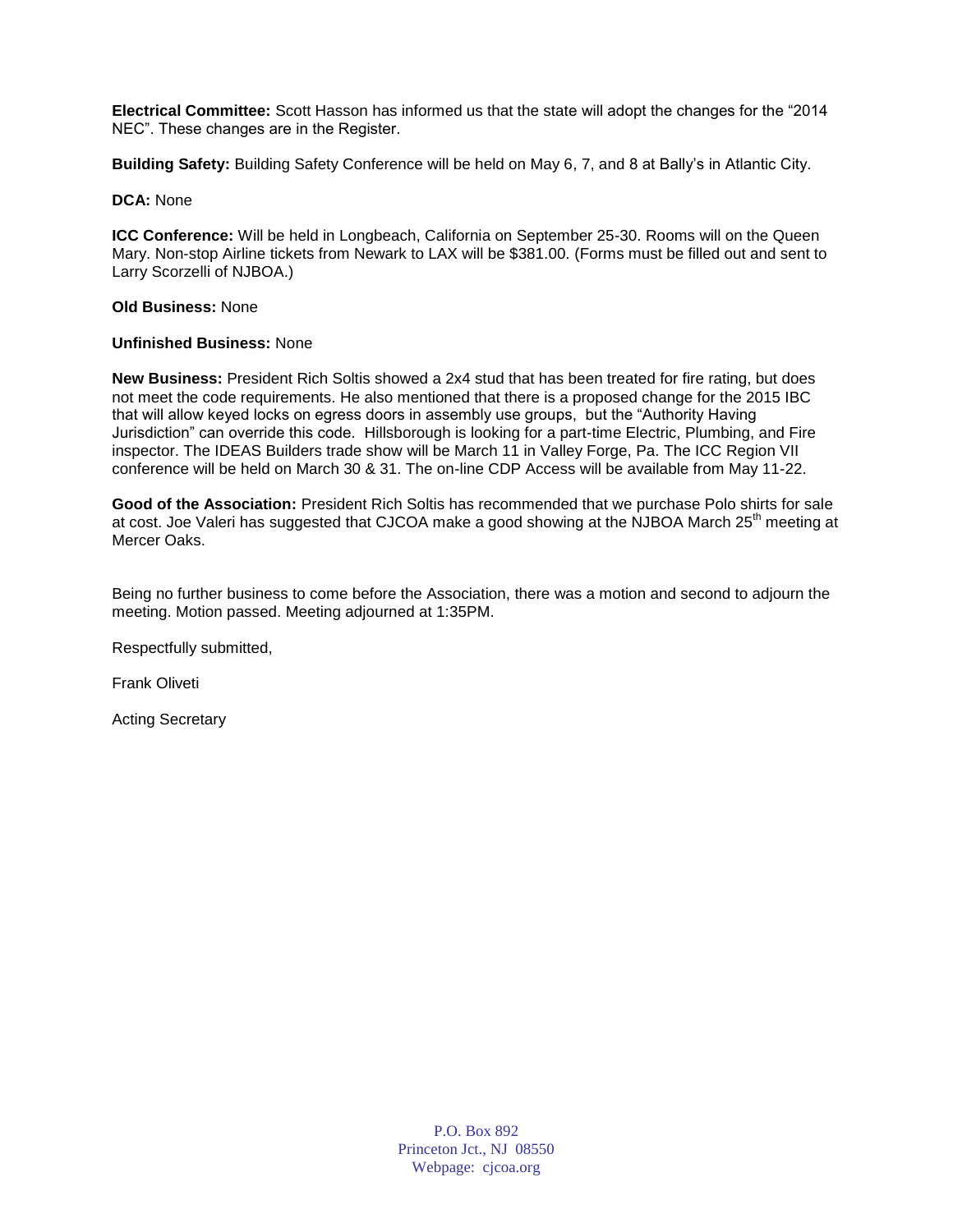**Electrical Committee:** Scott Hasson has informed us that the state will adopt the changes for the "2014 NEC". These changes are in the Register.

**Building Safety:** Building Safety Conference will be held on May 6, 7, and 8 at Bally's in Atlantic City.

**DCA:** None

**ICC Conference:** Will be held in Longbeach, California on September 25-30. Rooms will on the Queen Mary. Non-stop Airline tickets from Newark to LAX will be $381.00. (Forms must be filled out and sent to Larry Scorzelli of NJBOA.)

**Old Business:** None

**Unfinished Business:** None

**New Business:** President Rich Soltis showed a 2x4 stud that has been treated for fire rating, but does not meet the code requirements. He also mentioned that there is a proposed change for the 2015 IBC that will allow keyed locks on egress doors in assembly use groups, but the "Authority Having Jurisdiction" can override this code. Hillsborough is looking for a part-time Electric, Plumbing, and Fire inspector. The IDEAS Builders trade show will be March 11 in Valley Forge, Pa. The ICC Region VII conference will be held on March 30 & 31. The on-line CDP Access will be available from May 11-22.

**Good of the Association:** President Rich Soltis has recommended that we purchase Polo shirts for sale at cost. Joe Valeri has suggested that CJCOA make a good showing at the NJBOA March 25th meeting at Mercer Oaks.

Being no further business to come before the Association, there was a motion and second to adjourn the meeting. Motion passed. Meeting adjourned at 1:35PM.

Respectfully submitted,

Frank Oliveti

Acting Secretary

P.O. Box 892
Princeton Jct., NJ 08550
Webpage: cjcoa.org